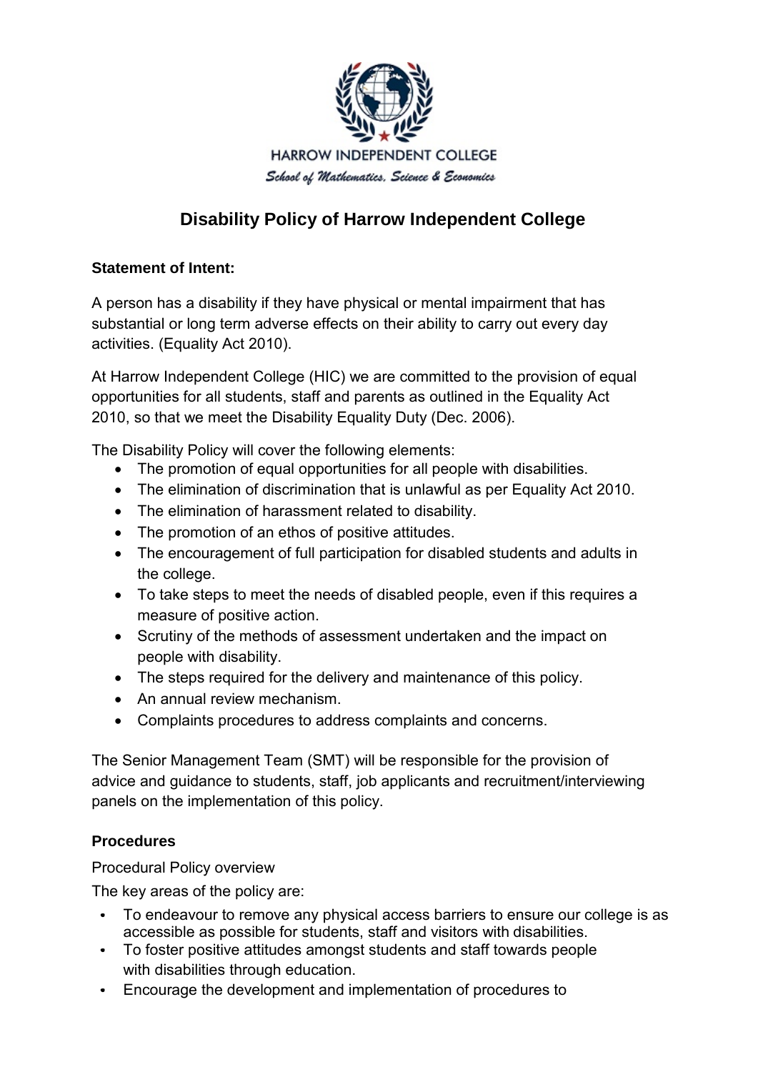HARROW INDEPENDENT COLLEGE

*School of Mathematics, Science & Economics*

# Disability Policy of Harrow Independent College

**Statement of Intent:**

A person has a disability if they have physical or mental impairment that has substantial or long term adverse effects on their ability to carry out every day activities. (Equality Act 2010).

At Harrow Independent College (HIC) we are committed to the provision of equal opportunities for all students, staff and parents as outlined in the Equality Act 2010, so that we meet the Disability Equality Duty (Dec. 2006).

The Disability Policy will cover the following elements:

- The promotion of equal opportunities for all people with disabilities.
- The elimination of discrimination that is unlawful as per Equality Act 2010.
- The elimination of harassment related to disability.
- The promotion of an ethos of positive attitudes.
- The encouragement of full participation for disabled students and adults in the college.
- To take steps to meet the needs of disabled people, even if this requires a measure of positive action.
- Scrutiny of the methods of assessment undertaken and the impact on people with disability.
- The steps required for the delivery and maintenance of this policy.
- An annual review mechanism.
- Complaints procedures to address complaints and concerns.

The Senior Management Team (SMT) will be responsible for the provision of advice and guidance to students, staff, job applicants and recruitment/interviewing panels on the implementation of this policy.

**Procedures**

Procedural Policy overview

The key areas of the policy are:

- To endeavour to remove any physical access barriers to ensure our college is as accessible as possible for students, staff and visitors with disabilities.
- To foster positive attitudes amongst students and staff towards people with disabilities through education.
- Encourage the development and implementation of procedures to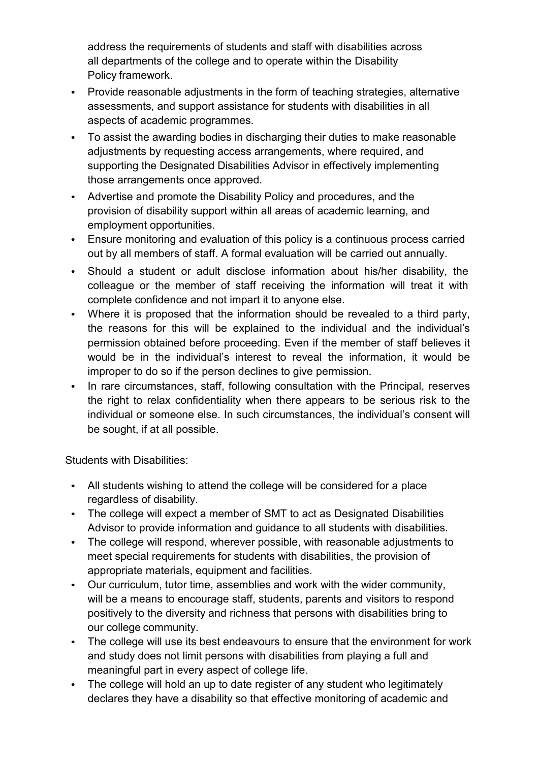address the requirements of students and staff with disabilities across all departments of the college and to operate within the Disability Policy framework.

- Provide reasonable adjustments in the form of teaching strategies, alternative assessments, and support assistance for students with disabilities in all aspects of academic programmes.
- To assist the awarding bodies in discharging their duties to make reasonable adjustments by requesting access arrangements, where required, and supporting the Designated Disabilities Advisor in effectively implementing those arrangements once approved.
- Advertise and promote the Disability Policy and procedures, and the provision of disability support within all areas of academic learning, and employment opportunities.
- Ensure monitoring and evaluation of this policy is a continuous process carried out by all members of staff. A formal evaluation will be carried out annually.
- Should a student or adult disclose information about his/her disability, the colleague or the member of staff receiving the information will treat it with complete confidence and not impart it to anyone else.
- Where it is proposed that the information should be revealed to a third party, the reasons for this will be explained to the individual and the individual's permission obtained before proceeding. Even if the member of staff believes it would be in the individual's interest to reveal the information, it would be improper to do so if the person declines to give permission.
- In rare circumstances, staff, following consultation with the Principal, reserves the right to relax confidentiality when there appears to be serious risk to the individual or someone else. In such circumstances, the individual's consent will be sought, if at all possible.

Students with Disabilities:

- All students wishing to attend the college will be considered for a place regardless of disability.
- The college will expect a member of SMT to act as Designated Disabilities Advisor to provide information and guidance to all students with disabilities.
- The college will respond, wherever possible, with reasonable adjustments to meet special requirements for students with disabilities, the provision of appropriate materials, equipment and facilities.
- Our curriculum, tutor time, assemblies and work with the wider community, will be a means to encourage staff, students, parents and visitors to respond positively to the diversity and richness that persons with disabilities bring to our college community.
- The college will use its best endeavours to ensure that the environment for work and study does not limit persons with disabilities from playing a full and meaningful part in every aspect of college life.
- The college will hold an up to date register of any student who legitimately declares they have a disability so that effective monitoring of academic and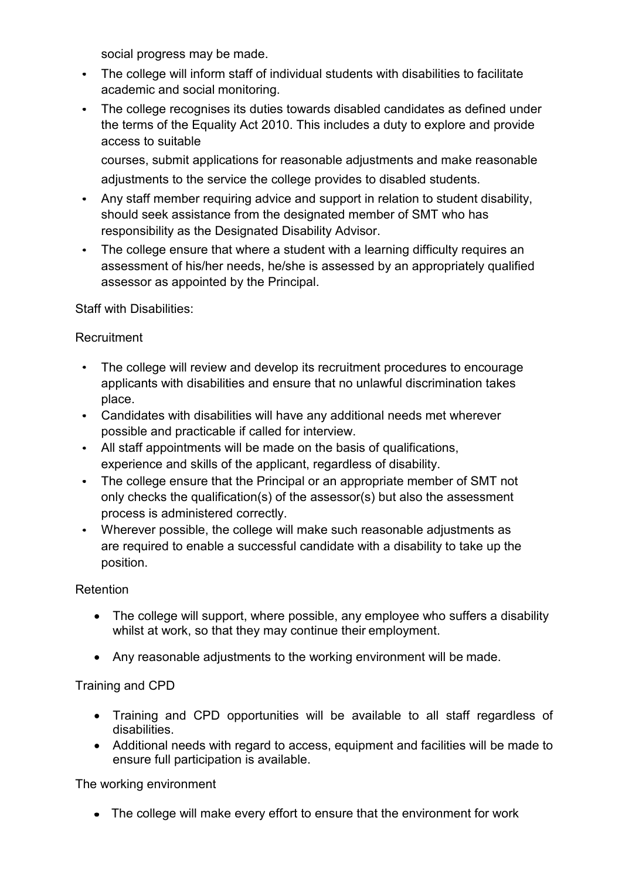social progress may be made.

- The college will inform staff of individual students with disabilities to facilitate academic and social monitoring.
- The college recognises its duties towards disabled candidates as defined under the terms of the Equality Act 2010. This includes a duty to explore and provide access to suitable courses, submit applications for reasonable adjustments and make reasonable adjustments to the service the college provides to disabled students.
- Any staff member requiring advice and support in relation to student disability, should seek assistance from the designated member of SMT who has responsibility as the Designated Disability Advisor.
- The college ensure that where a student with a learning difficulty requires an assessment of his/her needs, he/she is assessed by an appropriately qualified assessor as appointed by the Principal.

Staff with Disabilities:

Recruitment

- The college will review and develop its recruitment procedures to encourage applicants with disabilities and ensure that no unlawful discrimination takes place.
- Candidates with disabilities will have any additional needs met wherever possible and practicable if called for interview.
- All staff appointments will be made on the basis of qualifications, experience and skills of the applicant, regardless of disability.
- The college ensure that the Principal or an appropriate member of SMT not only checks the qualification(s) of the assessor(s) but also the assessment process is administered correctly.
- Wherever possible, the college will make such reasonable adjustments as are required to enable a successful candidate with a disability to take up the position.

Retention

- The college will support, where possible, any employee who suffers a disability whilst at work, so that they may continue their employment.
- Any reasonable adjustments to the working environment will be made.

Training and CPD

- Training and CPD opportunities will be available to all staff regardless of disabilities.
- Additional needs with regard to access, equipment and facilities will be made to ensure full participation is available.

The working environment

- The college will make every effort to ensure that the environment for work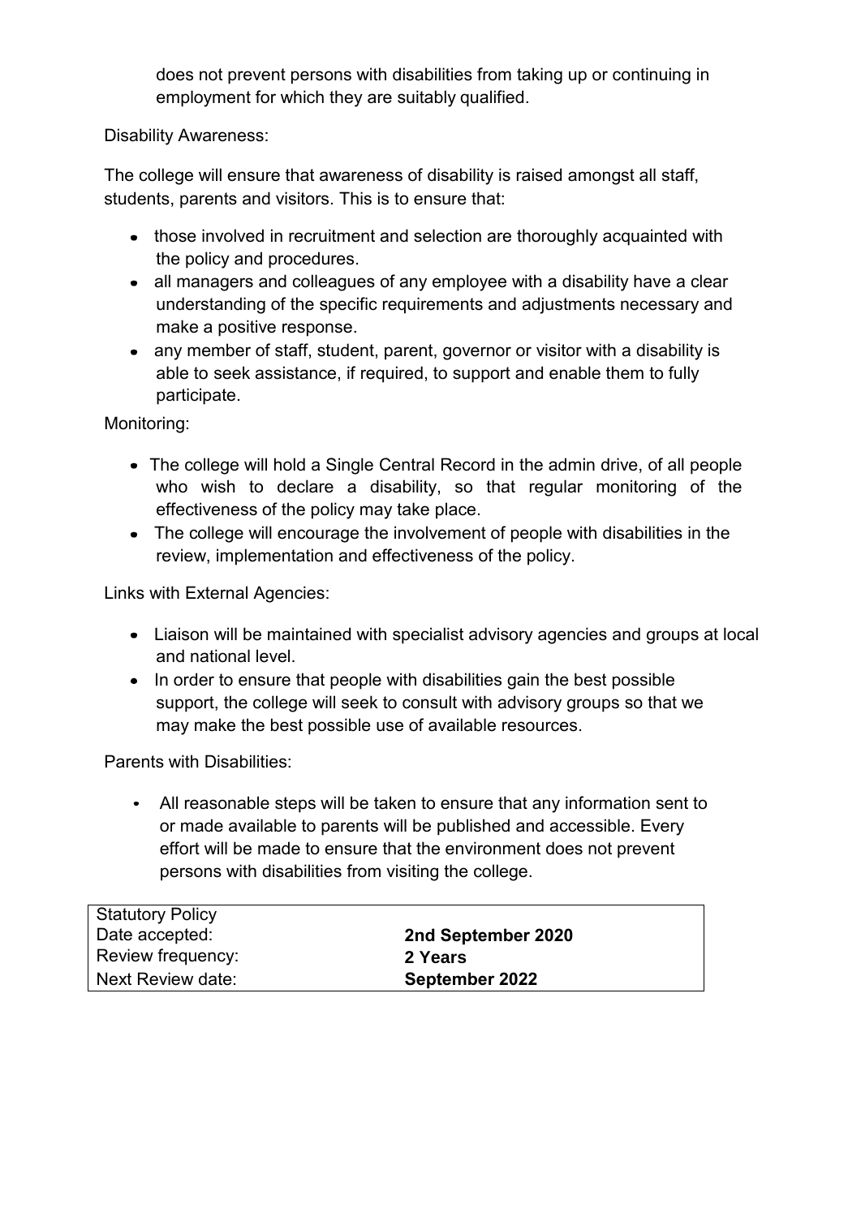does not prevent persons with disabilities from taking up or continuing in employment for which they are suitably qualified.

Disability Awareness:

The college will ensure that awareness of disability is raised amongst all staff, students, parents and visitors. This is to ensure that:

- those involved in recruitment and selection are thoroughly acquainted with the policy and procedures.
- all managers and colleagues of any employee with a disability have a clear understanding of the specific requirements and adjustments necessary and make a positive response.
- any member of staff, student, parent, governor or visitor with a disability is able to seek assistance, if required, to support and enable them to fully participate.

Monitoring:

- The college will hold a Single Central Record in the admin drive, of all people who wish to declare a disability, so that regular monitoring of the effectiveness of the policy may take place.
- The college will encourage the involvement of people with disabilities in the review, implementation and effectiveness of the policy.

Links with External Agencies:

- Liaison will be maintained with specialist advisory agencies and groups at local and national level.
- In order to ensure that people with disabilities gain the best possible support, the college will seek to consult with advisory groups so that we may make the best possible use of available resources.

Parents with Disabilities:

- All reasonable steps will be taken to ensure that any information sent to or made available to parents will be published and accessible. Every effort will be made to ensure that the environment does not prevent persons with disabilities from visiting the college.

| | |
|---|---|
| Statutory Policy | |
| Date accepted: | **2nd September 2020** |
| Review frequency: | **2 Years** |
| Next Review date: | **September 2022** |